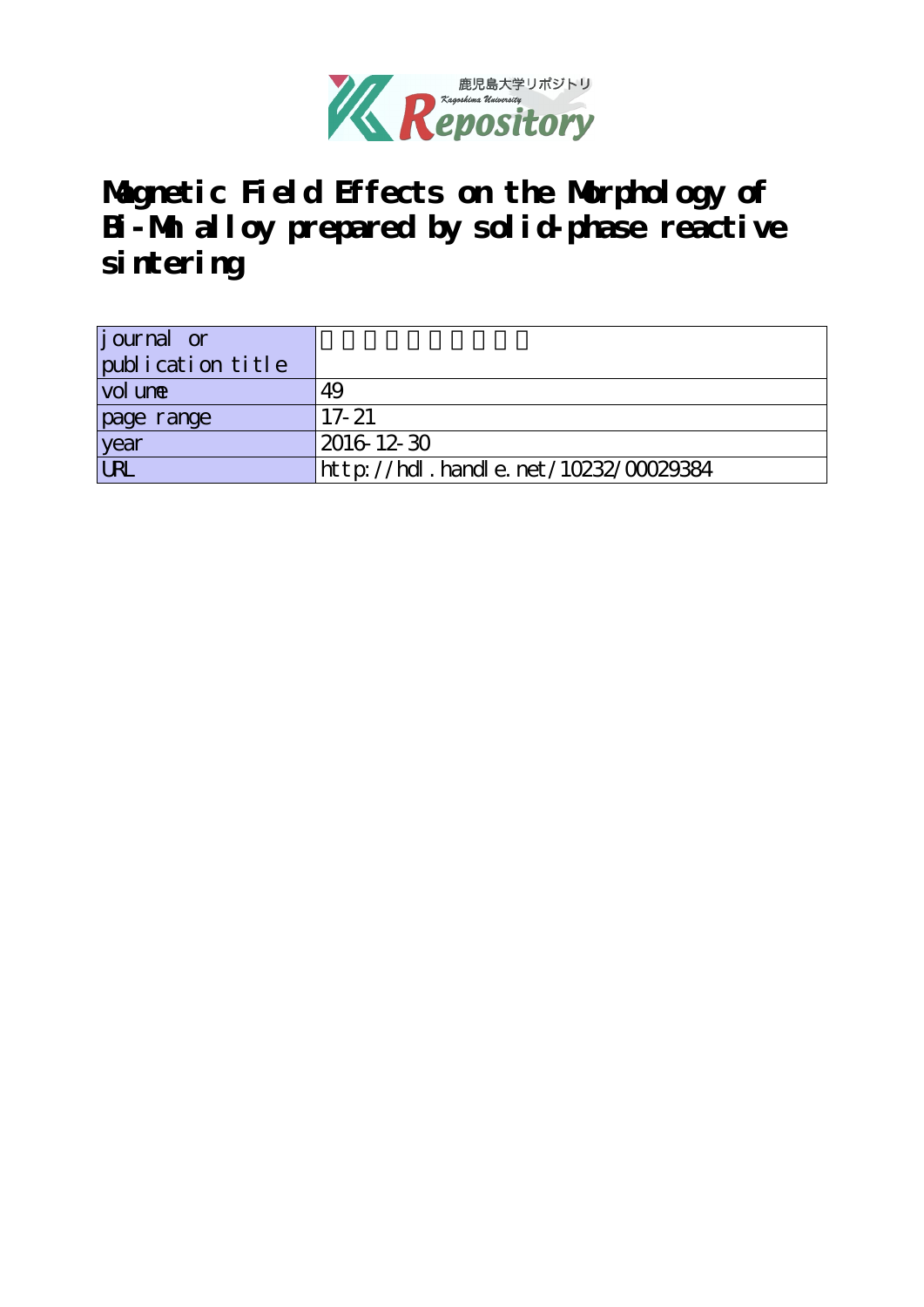# Magnetic Field Effects on the Morphology of Bi-Mn alloy prepared by solid-phase reactive sintering

| journal or publication title | |
|---|---|
| volume | 49 |
| page range | 17-21 |
| year | 2016-12-30 |
| URL | http://hdl.handle.net/10232/00029384 |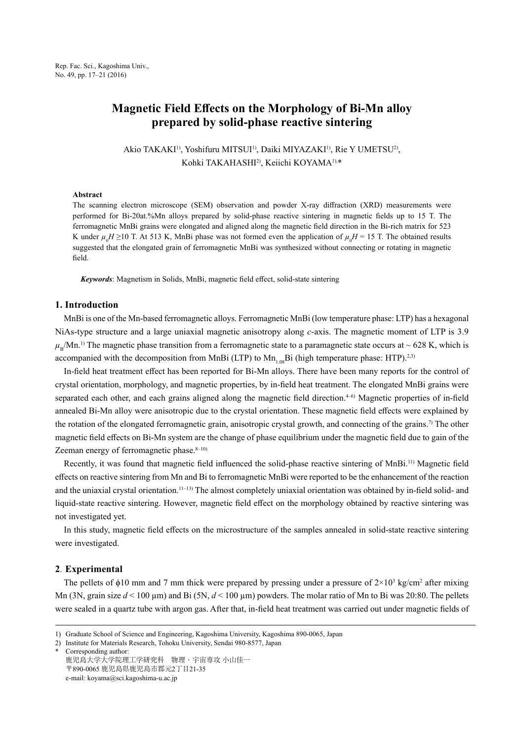# Magnetic Field Effects on the Morphology of Bi-Mn alloy prepared by solid-phase reactive sintering

Akio TAKAKI[1], Yoshifuru MITSUI[1], Daiki MIYAZAKI[1], Rie Y UMETSU[2], Kohki TAKAHASHI[2], Keiichi KOYAMA[1,*]

### Abstract

The scanning electron microscope (SEM) observation and powder X-ray diffraction (XRD) measurements were performed for Bi-20at.%Mn alloys prepared by solid-phase reactive sintering in magnetic fields up to 15 T. The ferromagnetic MnBi grains were elongated and aligned along the magnetic field direction in the Bi-rich matrix for 523 K under $\mu_0 H \geq 10$ T. At 513 K, MnBi phase was not formed even the application of $\mu_0 H = 15$ T. The obtained results suggested that the elongated grain of ferromagnetic MnBi was synthesized without connecting or rotating in magnetic field.

***Keywords***: Magnetism in Solids, MnBi, magnetic field effect, solid-state sintering

## 1. Introduction

MnBi is one of the Mn-based ferromagnetic alloys. Ferromagnetic MnBi (low temperature phase: LTP) has a hexagonal NiAs-type structure and a large uniaxial magnetic anisotropy along *c*-axis. The magnetic moment of LTP is 3.9 $\mu_B$/Mn.[1)] The magnetic phase transition from a ferromagnetic state to a paramagnetic state occurs at ~ 628 K, which is accompanied with the decomposition from MnBi (LTP) to $Mn_{1.08}Bi$ (high temperature phase: HTP).[2,3)]

In-field heat treatment effect has been reported for Bi-Mn alloys. There have been many reports for the control of crystal orientation, morphology, and magnetic properties, by in-field heat treatment. The elongated MnBi grains were separated each other, and each grains aligned along the magnetic field direction.[4–6)] Magnetic properties of in-field annealed Bi-Mn alloy were anisotropic due to the crystal orientation. These magnetic field effects were explained by the rotation of the elongated ferromagnetic grain, anisotropic crystal growth, and connecting of the grains.[7)] The other magnetic field effects on Bi-Mn system are the change of phase equilibrium under the magnetic field due to gain of the Zeeman energy of ferromagnetic phase.[8–10)]

Recently, it was found that magnetic field influenced the solid-phase reactive sintering of MnBi.[11)] Magnetic field effects on reactive sintering from Mn and Bi to ferromagnetic MnBi were reported to be the enhancement of the reaction and the uniaxial crystal orientation.[11–13)] The almost completely uniaxial orientation was obtained by in-field solid- and liquid-state reactive sintering. However, magnetic field effect on the morphology obtained by reactive sintering was not investigated yet.

In this study, magnetic field effects on the microstructure of the samples annealed in solid-state reactive sintering were investigated.

## 2. Experimental

The pellets of ϕ10 mm and 7 mm thick were prepared by pressing under a pressure of $2\times10^3$ kg/cm$^2$ after mixing Mn (3N, grain size $d < 100$ μm) and Bi (5N, $d < 100$ μm) powders. The molar ratio of Mn to Bi was 20:80. The pellets were sealed in a quartz tube with argon gas. After that, in-field heat treatment was carried out under magnetic fields of

---

1) Graduate School of Science and Engineering, Kagoshima University, Kagoshima 890-0065, Japan
2) Institute for Materials Research, Tohoku University, Sendai 980-8577, Japan
\* Corresponding author:
鹿児島大学大学院理工学研究科　物理・宇宙専攻 小山佳一
〒890-0065 鹿児島県鹿児島市郡元2丁目21-35
e-mail: koyama@sci.kagoshima-u.ac.jp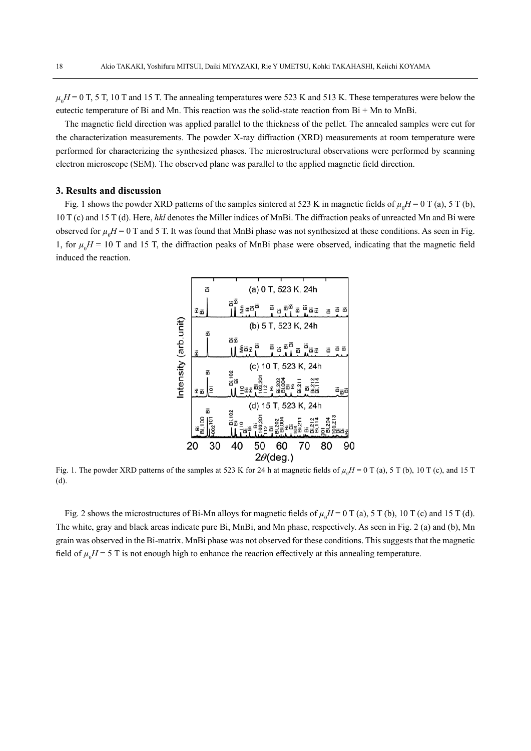$\mu_0 H$ = 0 T, 5 T, 10 T and 15 T. The annealing temperatures were 523 K and 513 K. These temperatures were below the eutectic temperature of Bi and Mn. This reaction was the solid-state reaction from Bi + Mn to MnBi.

The magnetic field direction was applied parallel to the thickness of the pellet. The annealed samples were cut for the characterization measurements. The powder X-ray diffraction (XRD) measurements at room temperature were performed for characterizing the synthesized phases. The microstructural observations were performed by scanning electron microscope (SEM). The observed plane was parallel to the applied magnetic field direction.

### 3. Results and discussion

Fig. 1 shows the powder XRD patterns of the samples sintered at 523 K in magnetic fields of $\mu_0 H$ = 0 T (a), 5 T (b), 10 T (c) and 15 T (d). Here, *hkl* denotes the Miller indices of MnBi. The diffraction peaks of unreacted Mn and Bi were observed for $\mu_0 H$ = 0 T and 5 T. It was found that MnBi phase was not synthesized at these conditions. As seen in Fig. 1, for $\mu_0 H$ = 10 T and 15 T, the diffraction peaks of MnBi phase were observed, indicating that the magnetic field induced the reaction.

Fig. 1. The powder XRD patterns of the samples at 523 K for 24 h at magnetic fields of $\mu_0 H$ = 0 T (a), 5 T (b), 10 T (c), and 15 T (d).

Fig. 2 shows the microstructures of Bi-Mn alloys for magnetic fields of $\mu_0 H$ = 0 T (a), 5 T (b), 10 T (c) and 15 T (d). The white, gray and black areas indicate pure Bi, MnBi, and Mn phase, respectively. As seen in Fig. 2 (a) and (b), Mn grain was observed in the Bi-matrix. MnBi phase was not observed for these conditions. This suggests that the magnetic field of $\mu_0 H$ = 5 T is not enough high to enhance the reaction effectively at this annealing temperature.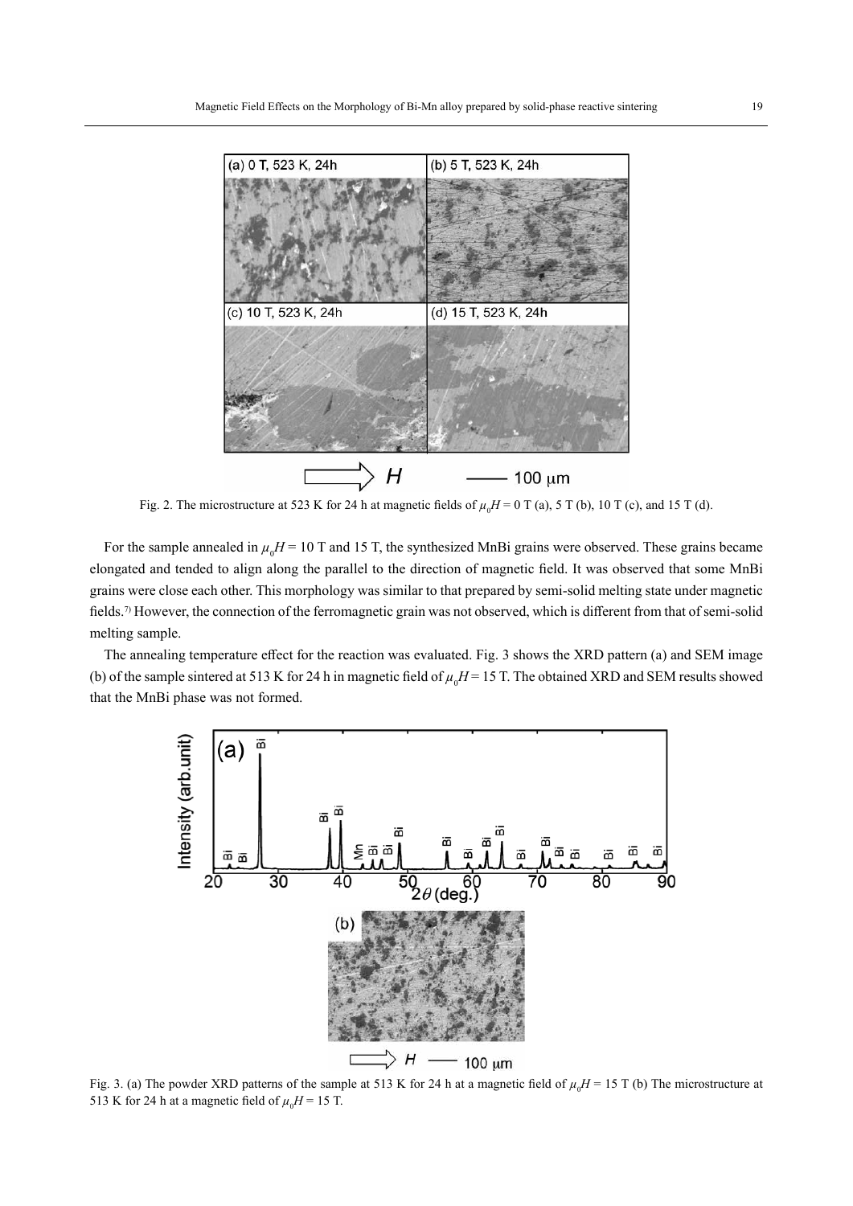Fig. 2. The microstructure at 523 K for 24 h at magnetic fields of $\mu_0 H = 0$ T (a), 5 T (b), 10 T (c), and 15 T (d).

For the sample annealed in $\mu_0 H = 10$ T and 15 T, the synthesized MnBi grains were observed. These grains became elongated and tended to align along the parallel to the direction of magnetic field. It was observed that some MnBi grains were close each other. This morphology was similar to that prepared by semi-solid melting state under magnetic fields.[7] However, the connection of the ferromagnetic grain was not observed, which is different from that of semi-solid melting sample.

The annealing temperature effect for the reaction was evaluated. Fig. 3 shows the XRD pattern (a) and SEM image (b) of the sample sintered at 513 K for 24 h in magnetic field of $\mu_0 H = 15$ T. The obtained XRD and SEM results showed that the MnBi phase was not formed.

Fig. 3. (a) The powder XRD patterns of the sample at 513 K for 24 h at a magnetic field of $\mu_0 H = 15$ T (b) The microstructure at 513 K for 24 h at a magnetic field of $\mu_0 H = 15$ T.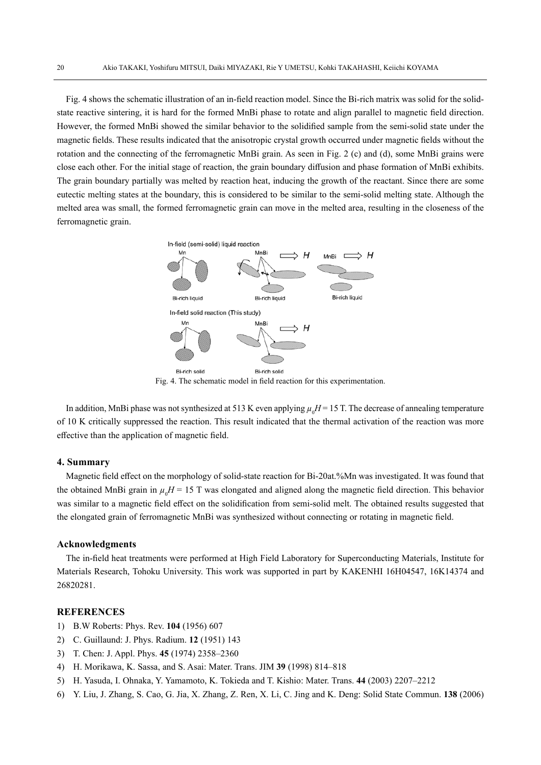Fig. 4 shows the schematic illustration of an in-field reaction model. Since the Bi-rich matrix was solid for the solid-state reactive sintering, it is hard for the formed MnBi phase to rotate and align parallel to magnetic field direction. However, the formed MnBi showed the similar behavior to the solidified sample from the semi-solid state under the magnetic fields. These results indicated that the anisotropic crystal growth occurred under magnetic fields without the rotation and the connecting of the ferromagnetic MnBi grain. As seen in Fig. 2 (c) and (d), some MnBi grains were close each other. For the initial stage of reaction, the grain boundary diffusion and phase formation of MnBi exhibits. The grain boundary partially was melted by reaction heat, inducing the growth of the reactant. Since there are some eutectic melting states at the boundary, this is considered to be similar to the semi-solid melting state. Although the melted area was small, the formed ferromagnetic grain can move in the melted area, resulting in the closeness of the ferromagnetic grain.

Fig. 4. The schematic model in field reaction for this experimentation.

In addition, MnBi phase was not synthesized at 513 K even applying $\mu_0H$ = 15 T. The decrease of annealing temperature of 10 K critically suppressed the reaction. This result indicated that the thermal activation of the reaction was more effective than the application of magnetic field.

## 4. Summary

Magnetic field effect on the morphology of solid-state reaction for Bi-20at.%Mn was investigated. It was found that the obtained MnBi grain in $\mu_0H$ = 15 T was elongated and aligned along the magnetic field direction. This behavior was similar to a magnetic field effect on the solidification from semi-solid melt. The obtained results suggested that the elongated grain of ferromagnetic MnBi was synthesized without connecting or rotating in magnetic field.

## Acknowledgments

The in-field heat treatments were performed at High Field Laboratory for Superconducting Materials, Institute for Materials Research, Tohoku University. This work was supported in part by KAKENHI 16H04547, 16K14374 and 26820281.

## REFERENCES

1) B.W Roberts: Phys. Rev. **104** (1956) 607
2) C. Guillaund: J. Phys. Radium. **12** (1951) 143
3) T. Chen: J. Appl. Phys. **45** (1974) 2358–2360
4) H. Morikawa, K. Sassa, and S. Asai: Mater. Trans. JIM **39** (1998) 814–818
5) H. Yasuda, I. Ohnaka, Y. Yamamoto, K. Tokieda and T. Kishio: Mater. Trans. **44** (2003) 2207–2212
6) Y. Liu, J. Zhang, S. Cao, G. Jia, X. Zhang, Z. Ren, X. Li, C. Jing and K. Deng: Solid State Commun. **138** (2006)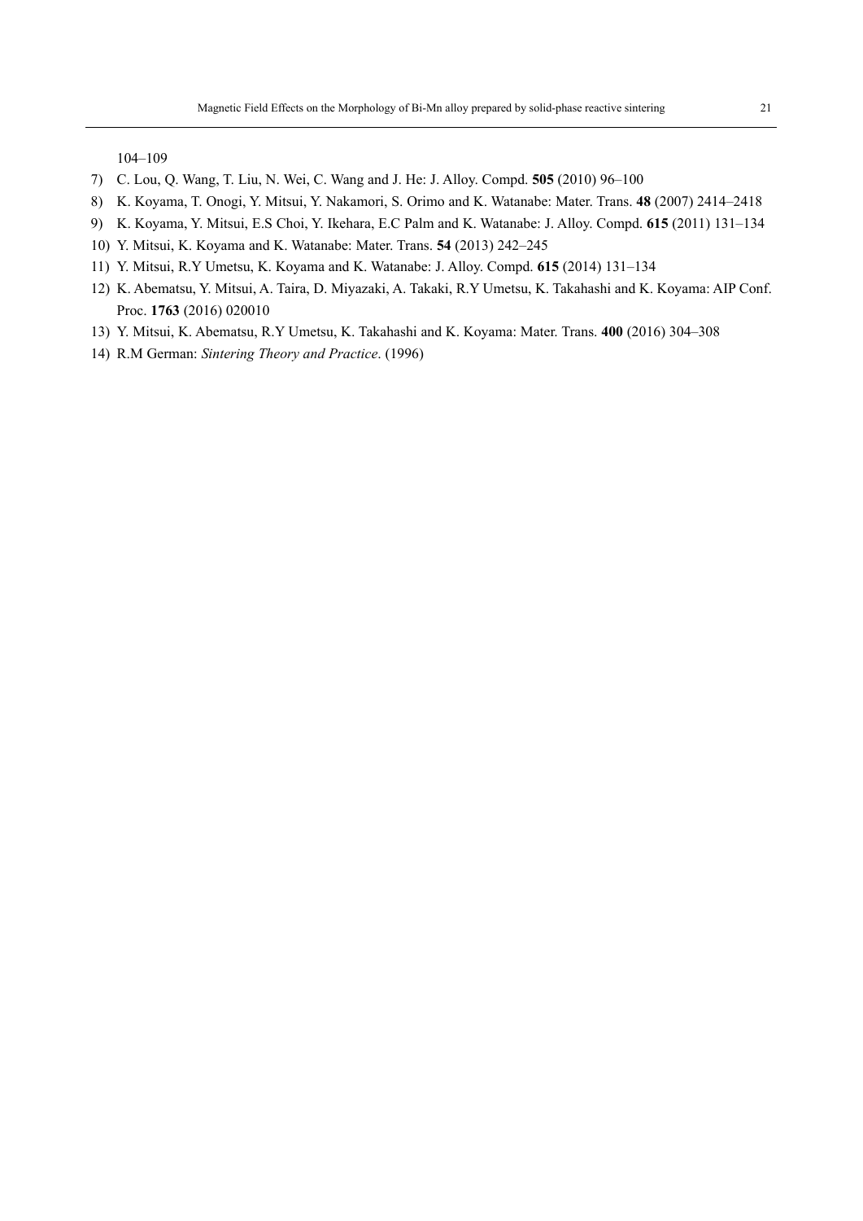104–109

7) C. Lou, Q. Wang, T. Liu, N. Wei, C. Wang and J. He: J. Alloy. Compd. **505** (2010) 96–100
8) K. Koyama, T. Onogi, Y. Mitsui, Y. Nakamori, S. Orimo and K. Watanabe: Mater. Trans. **48** (2007) 2414–2418
9) K. Koyama, Y. Mitsui, E.S Choi, Y. Ikehara, E.C Palm and K. Watanabe: J. Alloy. Compd. **615** (2011) 131–134
10) Y. Mitsui, K. Koyama and K. Watanabe: Mater. Trans. **54** (2013) 242–245
11) Y. Mitsui, R.Y Umetsu, K. Koyama and K. Watanabe: J. Alloy. Compd. **615** (2014) 131–134
12) K. Abematsu, Y. Mitsui, A. Taira, D. Miyazaki, A. Takaki, R.Y Umetsu, K. Takahashi and K. Koyama: AIP Conf. Proc. **1763** (2016) 020010
13) Y. Mitsui, K. Abematsu, R.Y Umetsu, K. Takahashi and K. Koyama: Mater. Trans. **400** (2016) 304–308
14) R.M German: *Sintering Theory and Practice*. (1996)